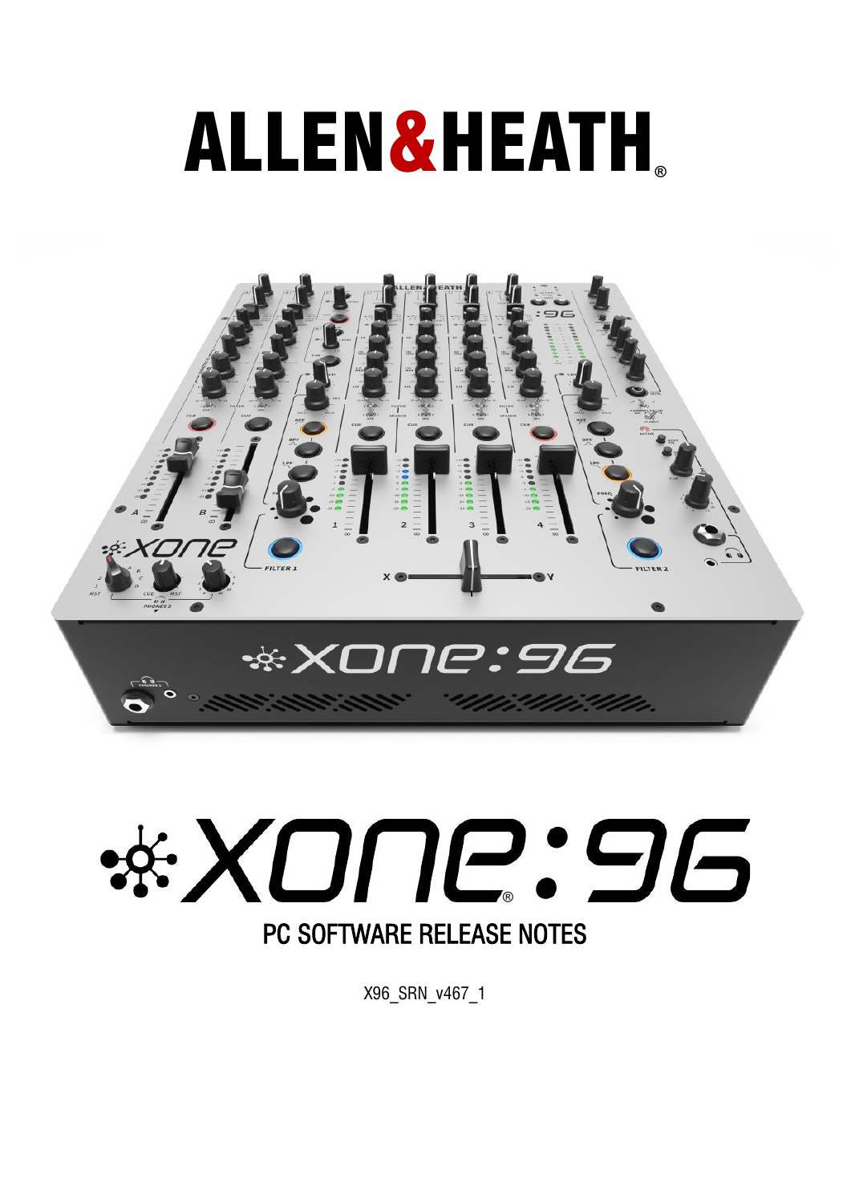# ALLEN&HEATH

# XONE:96

## PC SOFTWARE RELEASE NOTES

X96_SRN_v467_1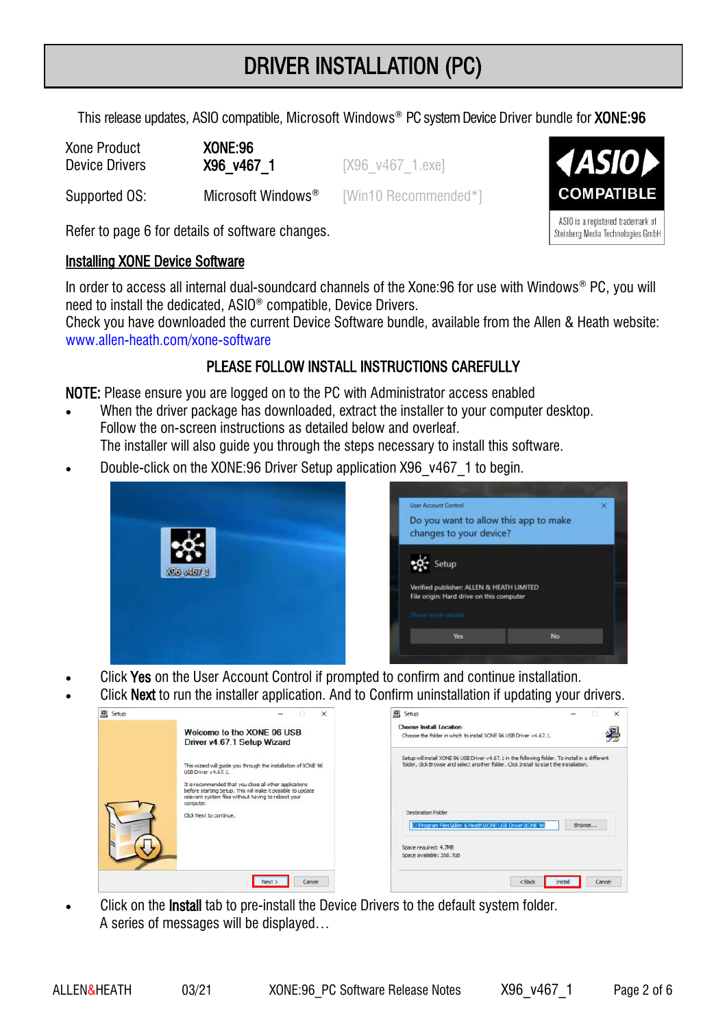# DRIVER INSTALLATION (PC)

This release updates, ASIO compatible, Microsoft Windows® PC system Device Driver bundle for **XONE:96**

| | | |
|---|---|---|
| Xone Product | **XONE:96** | |
| Device Drivers | **X96_v467_1** | [X96_v467_1.exe] |
| Supported OS: | Microsoft Windows® | [Win10 Recommended*] |

ASIO COMPATIBLE
ASIO is a registered trademark of Steinberg Media Technologies GmbH

Refer to page 6 for details of software changes.

## Installing XONE Device Software

In order to access all internal dual-soundcard channels of the Xone:96 for use with Windows® PC, you will need to install the dedicated, ASIO® compatible, Device Drivers.
Check you have downloaded the current Device Software bundle, available from the Allen & Heath website: www.allen-heath.com/xone-software

### PLEASE FOLLOW INSTALL INSTRUCTIONS CAREFULLY

**NOTE:** Please ensure you are logged on to the PC with Administrator access enabled

- When the driver package has downloaded, extract the installer to your computer desktop.
  Follow the on-screen instructions as detailed below and overleaf.
  The installer will also guide you through the steps necessary to install this software.
- Double-click on the XONE:96 Driver Setup application X96_v467_1 to begin.
- Click **Yes** on the User Account Control if prompted to confirm and continue installation.
- Click **Next** to run the installer application. And to Confirm uninstallation if updating your drivers.
- Click on the **Install** tab to pre-install the Device Drivers to the default system folder.
  A series of messages will be displayed…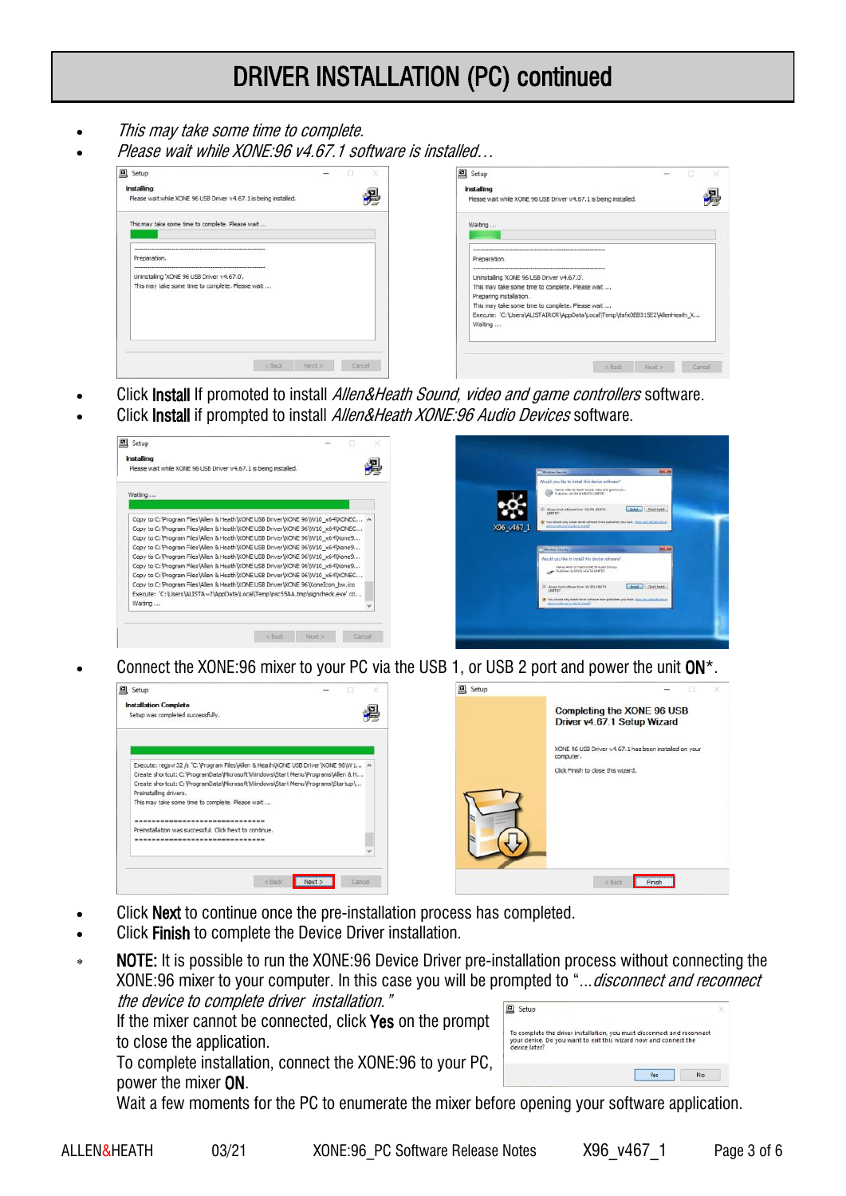# DRIVER INSTALLATION (PC) continued

- *This may take some time to complete.*
- *Please wait while XONE:96 v4.67.1 software is installed…*

- Click **Install** If promoted to install *Allen&Heath Sound, video and game controllers* software.
- Click **Install** if prompted to install *Allen&Heath XONE:96 Audio Devices* software.

- Connect the XONE:96 mixer to your PC via the USB 1, or USB 2 port and power the unit **ON**\*.

- Click **Next** to continue once the pre-installation process has completed.
- Click **Finish** to complete the Device Driver installation.

\* **NOTE:** It is possible to run the XONE:96 Device Driver pre-installation process without connecting the XONE:96 mixer to your computer. In this case you will be prompted to "*…disconnect and reconnect the device to complete driver installation.*"
If the mixer cannot be connected, click **Yes** on the prompt to close the application.
To complete installation, connect the XONE:96 to your PC, power the mixer **ON**.
Wait a few moments for the PC to enumerate the mixer before opening your software application.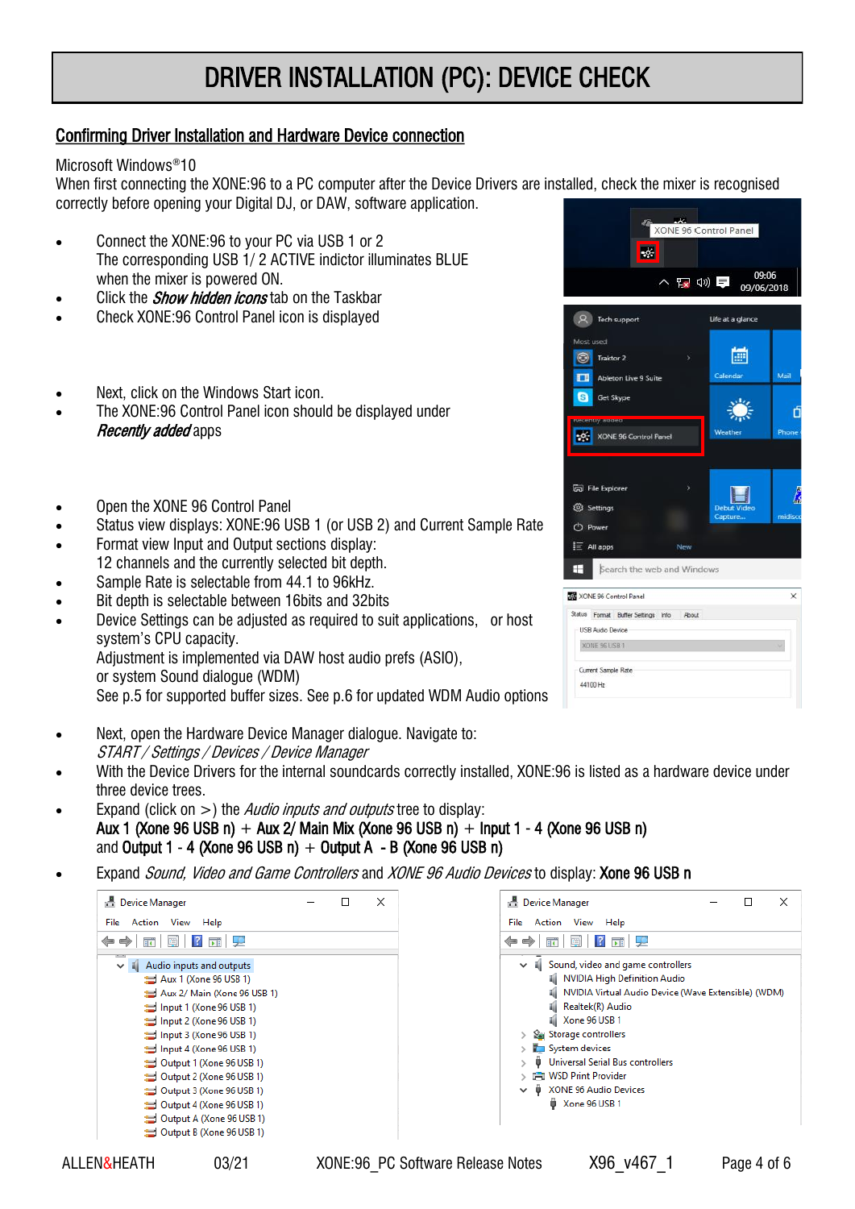# DRIVER INSTALLATION (PC): DEVICE CHECK

## Confirming Driver Installation and Hardware Device connection

Microsoft Windows®10

When first connecting the XONE:96 to a PC computer after the Device Drivers are installed, check the mixer is recognised correctly before opening your Digital DJ, or DAW, software application.

- Connect the XONE:96 to your PC via USB 1 or 2
  The corresponding USB 1/ 2 ACTIVE indictor illuminates BLUE when the mixer is powered ON.
- Click the ***Show hidden icons*** tab on the Taskbar
- Check XONE:96 Control Panel icon is displayed

- Next, click on the Windows Start icon.
- The XONE:96 Control Panel icon should be displayed under ***Recently added*** apps

- Open the XONE 96 Control Panel
- Status view displays: XONE:96 USB 1 (or USB 2) and Current Sample Rate
- Format view Input and Output sections display:
  12 channels and the currently selected bit depth.
- Sample Rate is selectable from 44.1 to 96kHz.
- Bit depth is selectable between 16bits and 32bits
- Device Settings can be adjusted as required to suit applications, or host system's CPU capacity.
  Adjustment is implemented via DAW host audio prefs (ASIO), or system Sound dialogue (WDM)
  See p.5 for supported buffer sizes. See p.6 for updated WDM Audio options

- Next, open the Hardware Device Manager dialogue. Navigate to:
  *START / Settings / Devices / Device Manager*
- With the Device Drivers for the internal soundcards correctly installed, XONE:96 is listed as a hardware device under three device trees.
- Expand (click on >) the *Audio inputs and outputs* tree to display:
  **Aux 1 (Xone 96 USB n)** + **Aux 2/ Main Mix (Xone 96 USB n)** + **Input 1 - 4 (Xone 96 USB n)** and **Output 1 - 4 (Xone 96 USB n)** + **Output A - B (Xone 96 USB n)**
- Expand *Sound, Video and Game Controllers* and *XONE 96 Audio Devices* to display: **Xone 96 USB n**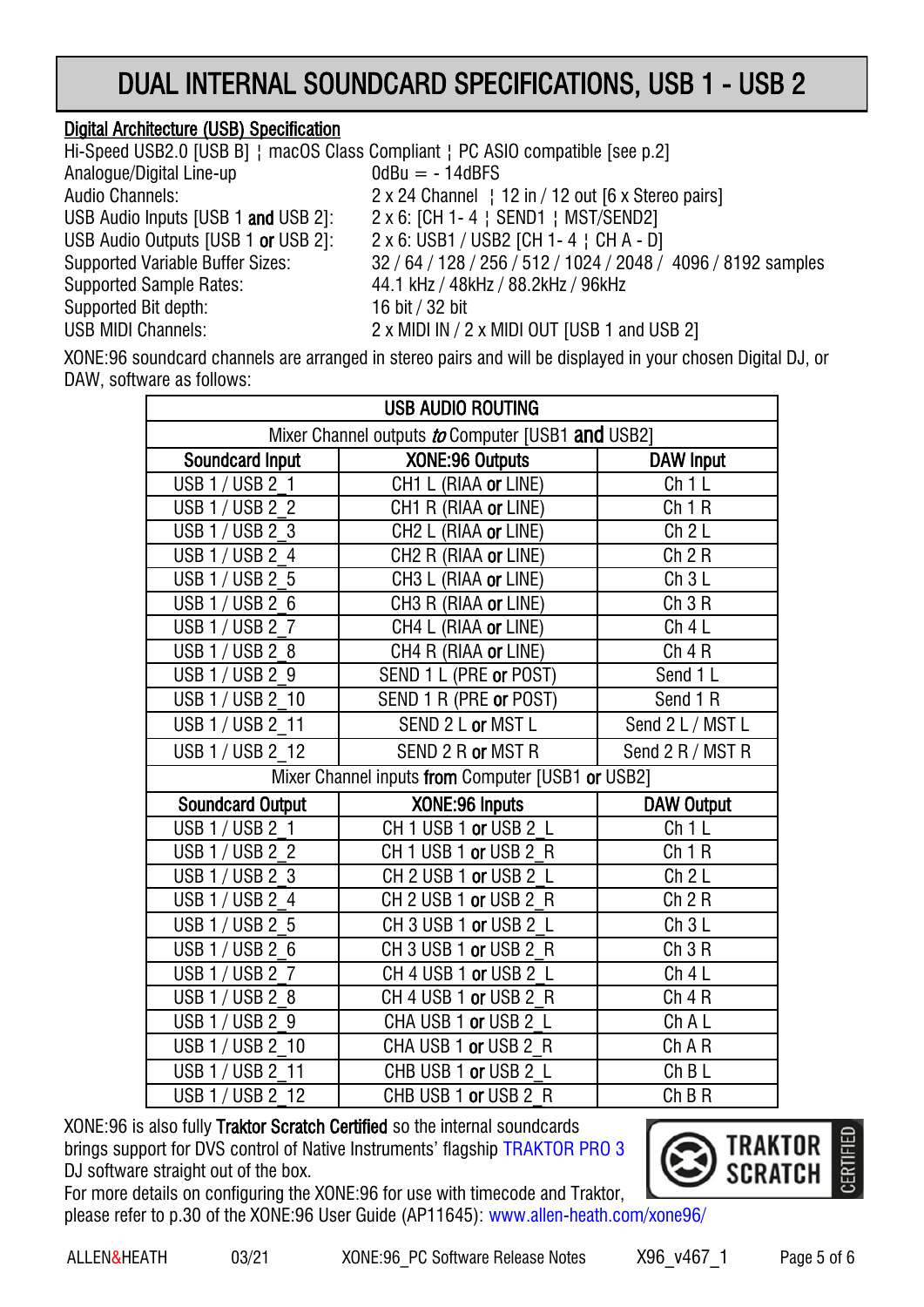# DUAL INTERNAL SOUNDCARD SPECIFICATIONS, USB 1 - USB 2

## Digital Architecture (USB) Specification

Hi-Speed USB2.0 [USB B] ¦ macOS Class Compliant ¦ PC ASIO compatible [see p.2]

| | |
|---|---|
| Analogue/Digital Line-up | 0dBu = - 14dBFS |
| Audio Channels: | 2 x 24 Channel ¦ 12 in / 12 out [6 x Stereo pairs] |
| USB Audio Inputs [USB 1 **and** USB 2]: | 2 x 6: [CH 1- 4 ¦ SEND1 ¦ MST/SEND2] |
| USB Audio Outputs [USB 1 **or** USB 2]: | 2 x 6: USB1 / USB2 [CH 1- 4 ¦ CH A - D] |
| Supported Variable Buffer Sizes: | 32 / 64 / 128 / 256 / 512 / 1024 / 2048 / 4096 / 8192 samples |
| Supported Sample Rates: | 44.1 kHz / 48kHz / 88.2kHz / 96kHz |
| Supported Bit depth: | 16 bit / 32 bit |
| USB MIDI Channels: | 2 x MIDI IN / 2 x MIDI OUT [USB 1 and USB 2] |

XONE:96 soundcard channels are arranged in stereo pairs and will be displayed in your chosen Digital DJ, or DAW, software as follows:

| USB AUDIO ROUTING | | |
|---|---|---|
| Mixer Channel outputs *to* Computer [USB1 **and** USB2] | | |
| **Soundcard Input** | **XONE:96 Outputs** | **DAW Input** |
| USB 1 / USB 2_1 | CH1 L (RIAA **or** LINE) | Ch 1 L |
| USB 1 / USB 2_2 | CH1 R (RIAA **or** LINE) | Ch 1 R |
| USB 1 / USB 2_3 | CH2 L (RIAA **or** LINE) | Ch 2 L |
| USB 1 / USB 2_4 | CH2 R (RIAA **or** LINE) | Ch 2 R |
| USB 1 / USB 2_5 | CH3 L (RIAA **or** LINE) | Ch 3 L |
| USB 1 / USB 2_6 | CH3 R (RIAA **or** LINE) | Ch 3 R |
| USB 1 / USB 2_7 | CH4 L (RIAA **or** LINE) | Ch 4 L |
| USB 1 / USB 2_8 | CH4 R (RIAA **or** LINE) | Ch 4 R |
| USB 1 / USB 2_9 | SEND 1 L (PRE **or** POST) | Send 1 L |
| USB 1 / USB 2_10 | SEND 1 R (PRE **or** POST) | Send 1 R |
| USB 1 / USB 2_11 | SEND 2 L **or** MST L | Send 2 L / MST L |
| USB 1 / USB 2_12 | SEND 2 R **or** MST R | Send 2 R / MST R |
| Mixer Channel inputs **from** Computer [USB1 **or** USB2] | | |
| **Soundcard Output** | **XONE:96 Inputs** | **DAW Output** |
| USB 1 / USB 2_1 | CH 1 USB 1 **or** USB 2_L | Ch 1 L |
| USB 1 / USB 2_2 | CH 1 USB 1 **or** USB 2_R | Ch 1 R |
| USB 1 / USB 2_3 | CH 2 USB 1 **or** USB 2_L | Ch 2 L |
| USB 1 / USB 2_4 | CH 2 USB 1 **or** USB 2_R | Ch 2 R |
| USB 1 / USB 2_5 | CH 3 USB 1 **or** USB 2_L | Ch 3 L |
| USB 1 / USB 2_6 | CH 3 USB 1 **or** USB 2_R | Ch 3 R |
| USB 1 / USB 2_7 | CH 4 USB 1 **or** USB 2_L | Ch 4 L |
| USB 1 / USB 2_8 | CH 4 USB 1 **or** USB 2_R | Ch 4 R |
| USB 1 / USB 2_9 | CHA USB 1 **or** USB 2_L | Ch A L |
| USB 1 / USB 2_10 | CHA USB 1 **or** USB 2_R | Ch A R |
| USB 1 / USB 2_11 | CHB USB 1 **or** USB 2_L | Ch B L |
| USB 1 / USB 2_12 | CHB USB 1 **or** USB 2_R | Ch B R |

XONE:96 is also fully **Traktor Scratch Certified** so the internal soundcards brings support for DVS control of Native Instruments' flagship TRAKTOR PRO 3 DJ software straight out of the box.

For more details on configuring the XONE:96 for use with timecode and Traktor, please refer to p.30 of the XONE:96 User Guide (AP11645): www.allen-heath.com/xone96/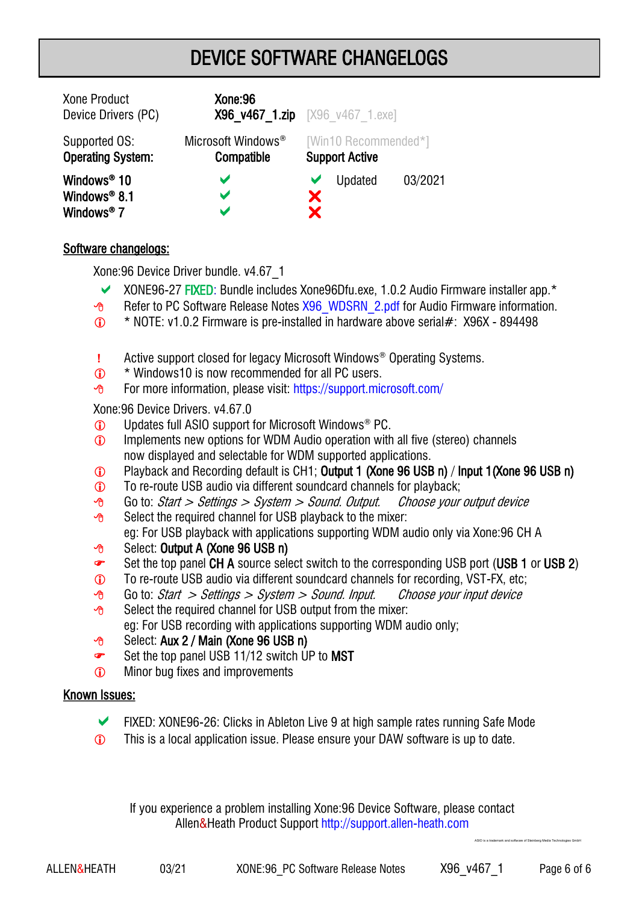# DEVICE SOFTWARE CHANGELOGS

| | | |
|---|---|---|
| Xone Product | **Xone:96** | |
| Device Drivers (PC) | **X96_v467_1.zip** | [X96_v467_1.exe] |
| Supported OS: | Microsoft Windows® | [Win10 Recommended*] |

| **Operating System:** | **Compatible** | **Support Active** | | |
|---|---|---|---|---|
| **Windows® 10** | ✔ | ✔ | Updated | 03/2021 |
| **Windows® 8.1** | ✔ | ✘ | | |
| **Windows® 7** | ✔ | ✘ | | |

## Software changelogs:

Xone:96 Device Driver bundle. v4.67_1

- ✔ XONE96-27 FIXED: Bundle includes Xone96Dfu.exe, 1.0.2 Audio Firmware installer app.*
- Refer to PC Software Release Notes X96_WDSRN_2.pdf for Audio Firmware information.
- ⓘ * NOTE: v1.0.2 Firmware is pre-installed in hardware above serial#: X96X - 894498

- ! Active support closed for legacy Microsoft Windows® Operating Systems.
- ⓘ * Windows10 is now recommended for all PC users.
- For more information, please visit: https://support.microsoft.com/

Xone:96 Device Drivers. v4.67.0

- ⓘ Updates full ASIO support for Microsoft Windows® PC.
- ⓘ Implements new options for WDM Audio operation with all five (stereo) channels now displayed and selectable for WDM supported applications.
- ⓘ Playback and Recording default is CH1; **Output 1 (Xone 96 USB n)** / **Input 1(Xone 96 USB n)**
- ⓘ To re-route USB audio via different soundcard channels for playback;
- Go to: *Start > Settings > System > Sound. Output. Choose your output device*
- Select the required channel for USB playback to the mixer:
  eg: For USB playback with applications supporting WDM audio only via Xone:96 CH A
- Select: **Output A (Xone 96 USB n)**
- Set the top panel **CH A** source select switch to the corresponding USB port (**USB 1** or **USB 2**)
- ⓘ To re-route USB audio via different soundcard channels for recording, VST-FX, etc;
- Go to: *Start > Settings > System > Sound. Input. Choose your input device*
- Select the required channel for USB output from the mixer:
  eg: For USB recording with applications supporting WDM audio only;
- Select: **Aux 2 / Main (Xone 96 USB n)**
- Set the top panel USB 11/12 switch UP to **MST**
- ⓘ Minor bug fixes and improvements

## Known Issues:

- ✔ FIXED: XONE96-26: Clicks in Ableton Live 9 at high sample rates running Safe Mode
- ⓘ This is a local application issue. Please ensure your DAW software is up to date.

If you experience a problem installing Xone:96 Device Software, please contact Allen&Heath Product Support http://support.allen-heath.com

ASIO is a trademark and software of Steinberg Media Technologies GmbH